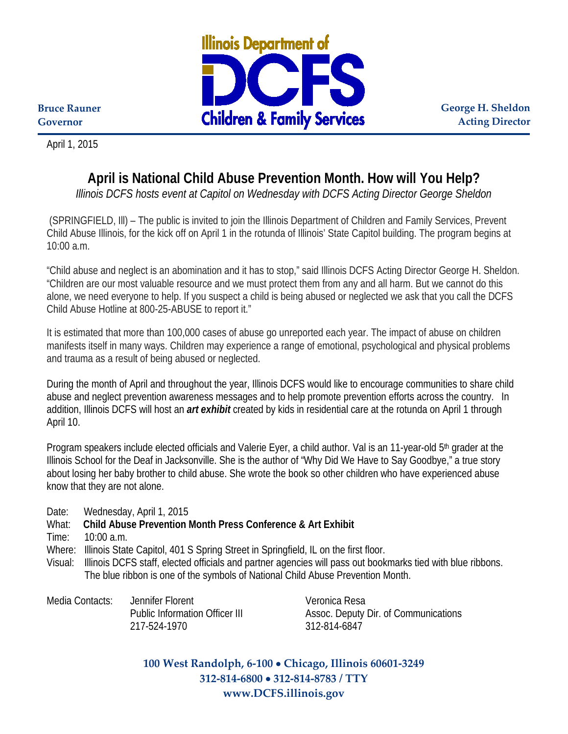Illinois Department of **DCFS** Children & Family Services

**Bruce Rauner**
**Governor**

**George H. Sheldon**
**Acting Director**

April 1, 2015

# April is National Child Abuse Prevention Month. How will You Help?

*Illinois DCFS hosts event at Capitol on Wednesday with DCFS Acting Director George Sheldon*

(SPRINGFIELD, Ill) – The public is invited to join the Illinois Department of Children and Family Services, Prevent Child Abuse Illinois, for the kick off on April 1 in the rotunda of Illinois' State Capitol building. The program begins at 10:00 a.m.

"Child abuse and neglect is an abomination and it has to stop," said Illinois DCFS Acting Director George H. Sheldon. "Children are our most valuable resource and we must protect them from any and all harm. But we cannot do this alone, we need everyone to help. If you suspect a child is being abused or neglected we ask that you call the DCFS Child Abuse Hotline at 800-25-ABUSE to report it."

It is estimated that more than 100,000 cases of abuse go unreported each year. The impact of abuse on children manifests itself in many ways. Children may experience a range of emotional, psychological and physical problems and trauma as a result of being abused or neglected.

During the month of April and throughout the year, Illinois DCFS would like to encourage communities to share child abuse and neglect prevention awareness messages and to help promote prevention efforts across the country. In addition, Illinois DCFS will host an ***art exhibit*** created by kids in residential care at the rotunda on April 1 through April 10.

Program speakers include elected officials and Valerie Eyer, a child author. Val is an 11-year-old 5th grader at the Illinois School for the Deaf in Jacksonville. She is the author of "Why Did We Have to Say Goodbye," a true story about losing her baby brother to child abuse. She wrote the book so other children who have experienced abuse know that they are not alone.

Date: Wednesday, April 1, 2015
What: **Child Abuse Prevention Month Press Conference & Art Exhibit**
Time: 10:00 a.m.
Where: Illinois State Capitol, 401 S Spring Street in Springfield, IL on the first floor.
Visual: Illinois DCFS staff, elected officials and partner agencies will pass out bookmarks tied with blue ribbons. The blue ribbon is one of the symbols of National Child Abuse Prevention Month.

Media Contacts:

Jennifer Florent
Public Information Officer III
217-524-1970

Veronica Resa
Assoc. Deputy Dir. of Communications
312-814-6847

**100 West Randolph, 6-100 • Chicago, Illinois 60601-3249**
**312-814-6800 • 312-814-8783 / TTY**
**www.DCFS.illinois.gov**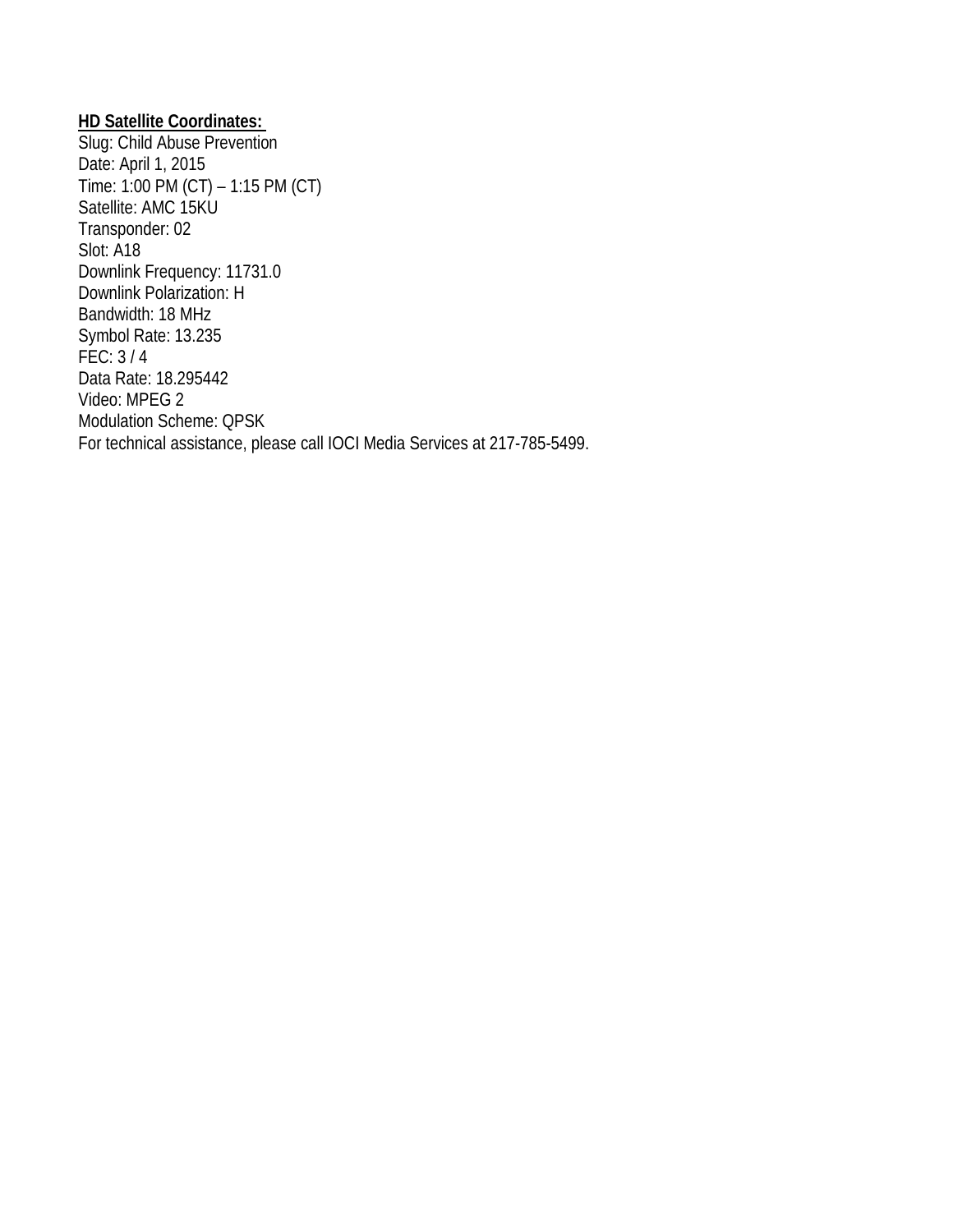**HD Satellite Coordinates:**

Slug: Child Abuse Prevention
Date: April 1, 2015
Time: 1:00 PM (CT) – 1:15 PM (CT)
Satellite: AMC 15KU
Transponder: 02
Slot: A18
Downlink Frequency: 11731.0
Downlink Polarization: H
Bandwidth: 18 MHz
Symbol Rate: 13.235
FEC: 3 / 4
Data Rate: 18.295442
Video: MPEG 2
Modulation Scheme: QPSK
For technical assistance, please call IOCI Media Services at 217-785-5499.